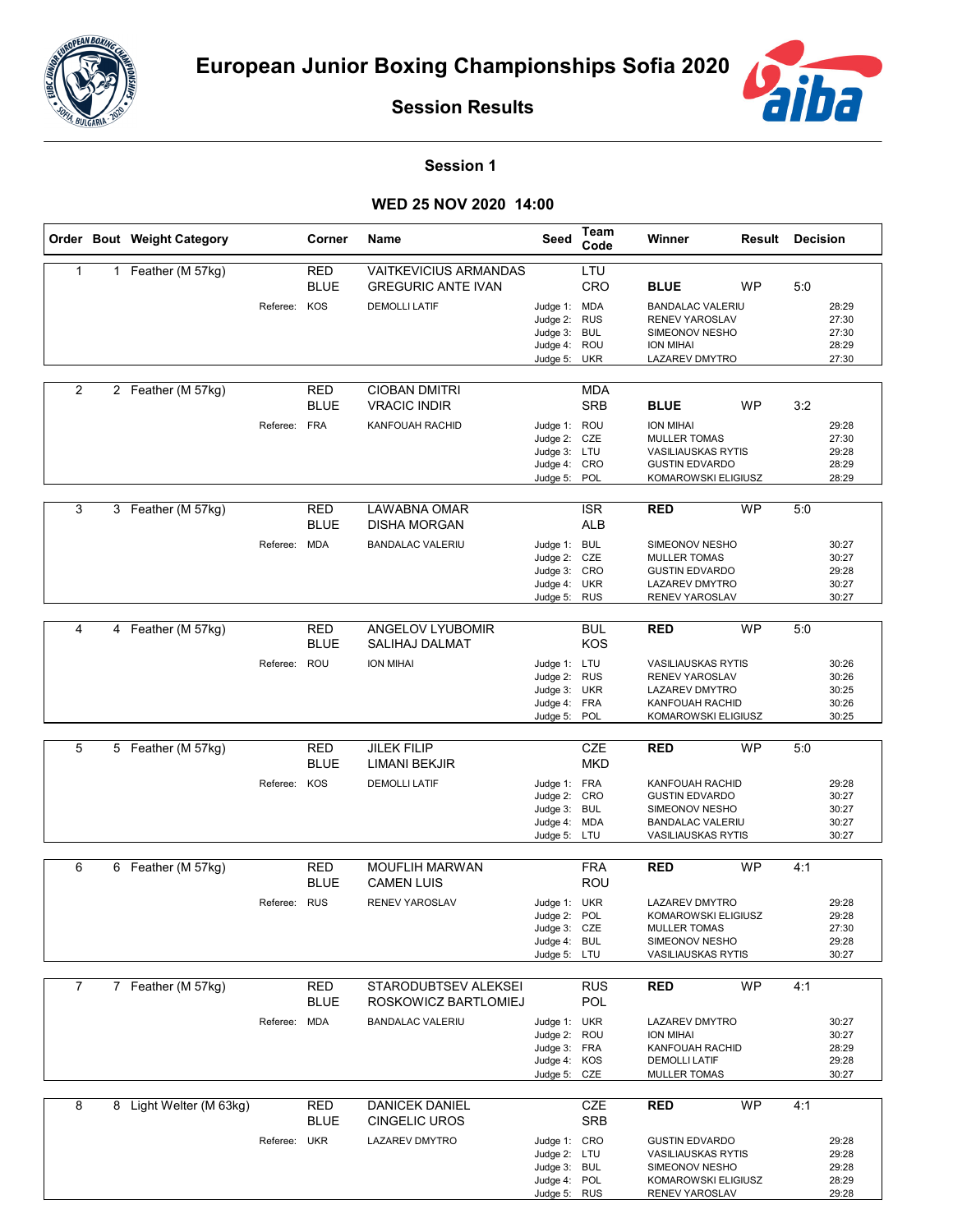# European Junior Boxing Championships Sofia 2020

## Session Results

### Session 1

### WED 25 NOV 2020 14:00

| Order | Bout | Weight Category | Corner | Name | Seed | Team Code | Winner | Result | Decision |
|---|---|---|---|---|---|---|---|---|---|
| 1 | 1 | Feather (M 57kg) | RED | VAITKEVICIUS ARMANDAS | | LTU | | | |
| | | | BLUE | GREGURIC ANTE IVAN | | CRO | **BLUE** | WP | 5:0 |
| | | Referee: | KOS | DEMOLLI LATIF | Judge 1: | MDA | BANDALAC VALERIU | | 28:29 |
| | | | | | Judge 2: | RUS | RENEV YAROSLAV | | 27:30 |
| | | | | | Judge 3: | BUL | SIMEONOV NESHO | | 27:30 |
| | | | | | Judge 4: | ROU | ION MIHAI | | 28:29 |
| | | | | | Judge 5: | UKR | LAZAREV DMYTRO | | 27:30 |
| 2 | 2 | Feather (M 57kg) | RED | CIOBAN DMITRI | | MDA | | | |
| | | | BLUE | VRACIC INDIR | | SRB | **BLUE** | WP | 3:2 |
| | | Referee: | FRA | KANFOUAH RACHID | Judge 1: | ROU | ION MIHAI | | 29:28 |
| | | | | | Judge 2: | CZE | MULLER TOMAS | | 27:30 |
| | | | | | Judge 3: | LTU | VASILIAUSKAS RYTIS | | 29:28 |
| | | | | | Judge 4: | CRO | GUSTIN EDVARDO | | 28:29 |
| | | | | | Judge 5: | POL | KOMAROWSKI ELIGIUSZ | | 28:29 |
| 3 | 3 | Feather (M 57kg) | RED | LAWABNA OMAR | | ISR | **RED** | WP | 5:0 |
| | | | BLUE | DISHA MORGAN | | ALB | | | |
| | | Referee: | MDA | BANDALAC VALERIU | Judge 1: | BUL | SIMEONOV NESHO | | 30:27 |
| | | | | | Judge 2: | CZE | MULLER TOMAS | | 30:27 |
| | | | | | Judge 3: | CRO | GUSTIN EDVARDO | | 29:28 |
| | | | | | Judge 4: | UKR | LAZAREV DMYTRO | | 30:27 |
| | | | | | Judge 5: | RUS | RENEV YAROSLAV | | 30:27 |
| 4 | 4 | Feather (M 57kg) | RED | ANGELOV LYUBOMIR | | BUL | **RED** | WP | 5:0 |
| | | | BLUE | SALIHAJ DALMAT | | KOS | | | |
| | | Referee: | ROU | ION MIHAI | Judge 1: | LTU | VASILIAUSKAS RYTIS | | 30:26 |
| | | | | | Judge 2: | RUS | RENEV YAROSLAV | | 30:26 |
| | | | | | Judge 3: | UKR | LAZAREV DMYTRO | | 30:25 |
| | | | | | Judge 4: | FRA | KANFOUAH RACHID | | 30:26 |
| | | | | | Judge 5: | POL | KOMAROWSKI ELIGIUSZ | | 30:25 |
| 5 | 5 | Feather (M 57kg) | RED | JILEK FILIP | | CZE | **RED** | WP | 5:0 |
| | | | BLUE | LIMANI BEKJIR | | MKD | | | |
| | | Referee: | KOS | DEMOLLI LATIF | Judge 1: | FRA | KANFOUAH RACHID | | 29:28 |
| | | | | | Judge 2: | CRO | GUSTIN EDVARDO | | 30:27 |
| | | | | | Judge 3: | BUL | SIMEONOV NESHO | | 30:27 |
| | | | | | Judge 4: | MDA | BANDALAC VALERIU | | 30:27 |
| | | | | | Judge 5: | LTU | VASILIAUSKAS RYTIS | | 30:27 |
| 6 | 6 | Feather (M 57kg) | RED | MOUFLIH MARWAN | | FRA | **RED** | WP | 4:1 |
| | | | BLUE | CAMEN LUIS | | ROU | | | |
| | | Referee: | RUS | RENEV YAROSLAV | Judge 1: | UKR | LAZAREV DMYTRO | | 29:28 |
| | | | | | Judge 2: | POL | KOMAROWSKI ELIGIUSZ | | 29:28 |
| | | | | | Judge 3: | CZE | MULLER TOMAS | | 27:30 |
| | | | | | Judge 4: | BUL | SIMEONOV NESHO | | 29:28 |
| | | | | | Judge 5: | LTU | VASILIAUSKAS RYTIS | | 30:27 |
| 7 | 7 | Feather (M 57kg) | RED | STARODUBTSEV ALEKSEI | | RUS | **RED** | WP | 4:1 |
| | | | BLUE | ROSKOWICZ BARTLOMIEJ | | POL | | | |
| | | Referee: | MDA | BANDALAC VALERIU | Judge 1: | UKR | LAZAREV DMYTRO | | 30:27 |
| | | | | | Judge 2: | ROU | ION MIHAI | | 30:27 |
| | | | | | Judge 3: | FRA | KANFOUAH RACHID | | 28:29 |
| | | | | | Judge 4: | KOS | DEMOLLI LATIF | | 29:28 |
| | | | | | Judge 5: | CZE | MULLER TOMAS | | 30:27 |
| 8 | 8 | Light Welter (M 63kg) | RED | DANICEK DANIEL | | CZE | **RED** | WP | 4:1 |
| | | | BLUE | CINGELIC UROS | | SRB | | | |
| | | Referee: | UKR | LAZAREV DMYTRO | Judge 1: | CRO | GUSTIN EDVARDO | | 29:28 |
| | | | | | Judge 2: | LTU | VASILIAUSKAS RYTIS | | 29:28 |
| | | | | | Judge 3: | BUL | SIMEONOV NESHO | | 29:28 |
| | | | | | Judge 4: | POL | KOMAROWSKI ELIGIUSZ | | 28:29 |
| | | | | | Judge 5: | RUS | RENEV YAROSLAV | | 29:28 |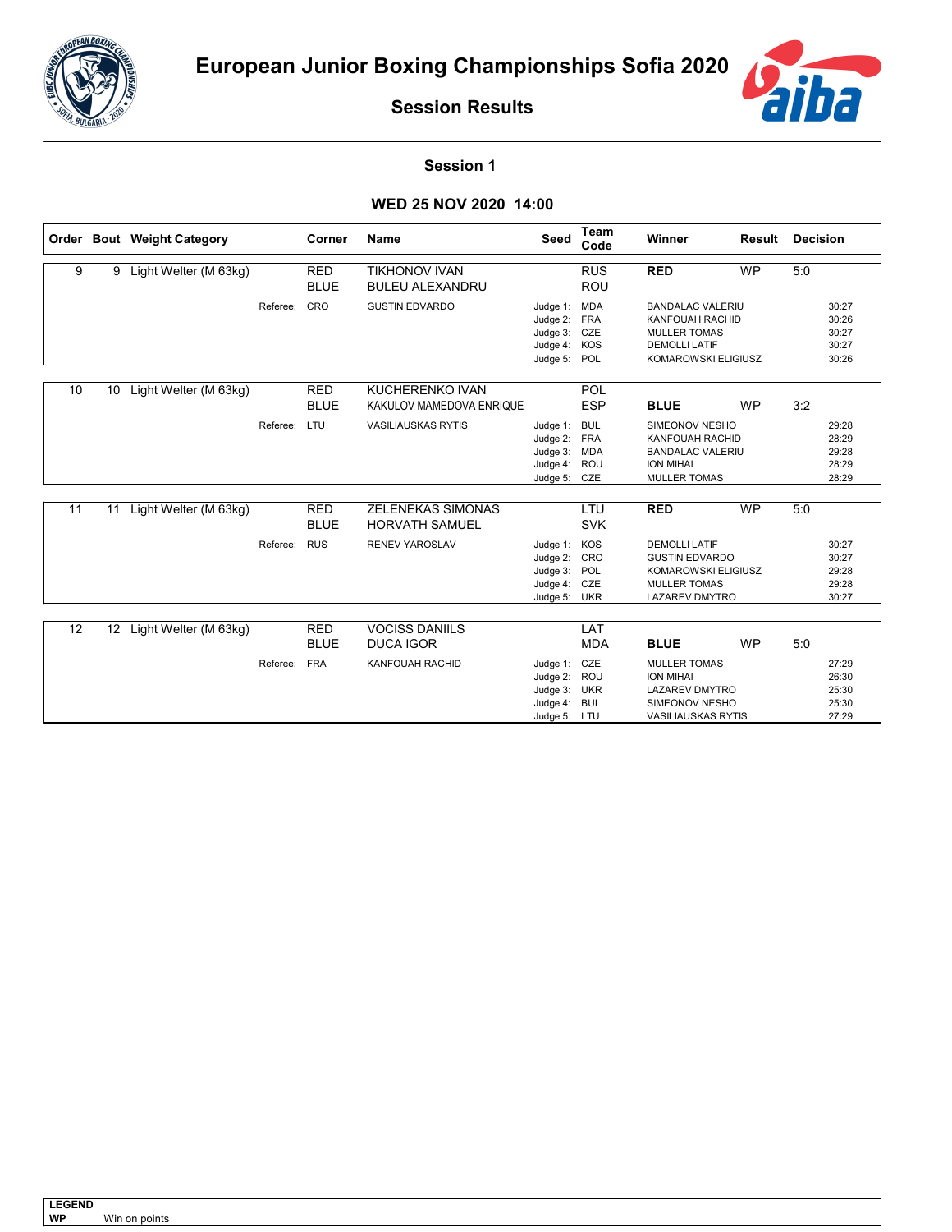# European Junior Boxing Championships Sofia 2020

## Session Results

### Session 1

### WED 25 NOV 2020 14:00

| Order | Bout | Weight Category | Corner | Name | Seed | Team Code | Winner | Result | Decision |
|---|---|---|---|---|---|---|---|---|---|
| 9 | 9 | Light Welter (M 63kg) | RED | TIKHONOV IVAN | | RUS | **RED** | WP | 5:0 |
| | | | BLUE | BULEU ALEXANDRU | | ROU | | | |
| | | Referee: | CRO | GUSTIN EDVARDO | Judge 1: | MDA | BANDALAC VALERIU | | 30:27 |
| | | | | | Judge 2: | FRA | KANFOUAH RACHID | | 30:26 |
| | | | | | Judge 3: | CZE | MULLER TOMAS | | 30:27 |
| | | | | | Judge 4: | KOS | DEMOLLI LATIF | | 30:27 |
| | | | | | Judge 5: | POL | KOMAROWSKI ELIGIUSZ | | 30:26 |
| 10 | 10 | Light Welter (M 63kg) | RED | KUCHERENKO IVAN | | POL | | | |
| | | | BLUE | KAKULOV MAMEDOVA ENRIQUE | | ESP | **BLUE** | WP | 3:2 |
| | | Referee: | LTU | VASILIAUSKAS RYTIS | Judge 1: | BUL | SIMEONOV NESHO | | 29:28 |
| | | | | | Judge 2: | FRA | KANFOUAH RACHID | | 28:29 |
| | | | | | Judge 3: | MDA | BANDALAC VALERIU | | 29:28 |
| | | | | | Judge 4: | ROU | ION MIHAI | | 28:29 |
| | | | | | Judge 5: | CZE | MULLER TOMAS | | 28:29 |
| 11 | 11 | Light Welter (M 63kg) | RED | ZELENEKAS SIMONAS | | LTU | **RED** | WP | 5:0 |
| | | | BLUE | HORVATH SAMUEL | | SVK | | | |
| | | Referee: | RUS | RENEV YAROSLAV | Judge 1: | KOS | DEMOLLI LATIF | | 30:27 |
| | | | | | Judge 2: | CRO | GUSTIN EDVARDO | | 30:27 |
| | | | | | Judge 3: | POL | KOMAROWSKI ELIGIUSZ | | 29:28 |
| | | | | | Judge 4: | CZE | MULLER TOMAS | | 29:28 |
| | | | | | Judge 5: | UKR | LAZAREV DMYTRO | | 30:27 |
| 12 | 12 | Light Welter (M 63kg) | RED | VOCISS DANIILS | | LAT | | | |
| | | | BLUE | DUCA IGOR | | MDA | **BLUE** | WP | 5:0 |
| | | Referee: | FRA | KANFOUAH RACHID | Judge 1: | CZE | MULLER TOMAS | | 27:29 |
| | | | | | Judge 2: | ROU | ION MIHAI | | 26:30 |
| | | | | | Judge 3: | UKR | LAZAREV DMYTRO | | 25:30 |
| | | | | | Judge 4: | BUL | SIMEONOV NESHO | | 25:30 |
| | | | | | Judge 5: | LTU | VASILIAUSKAS RYTIS | | 27:29 |

**LEGEND**

**WP** Win on points